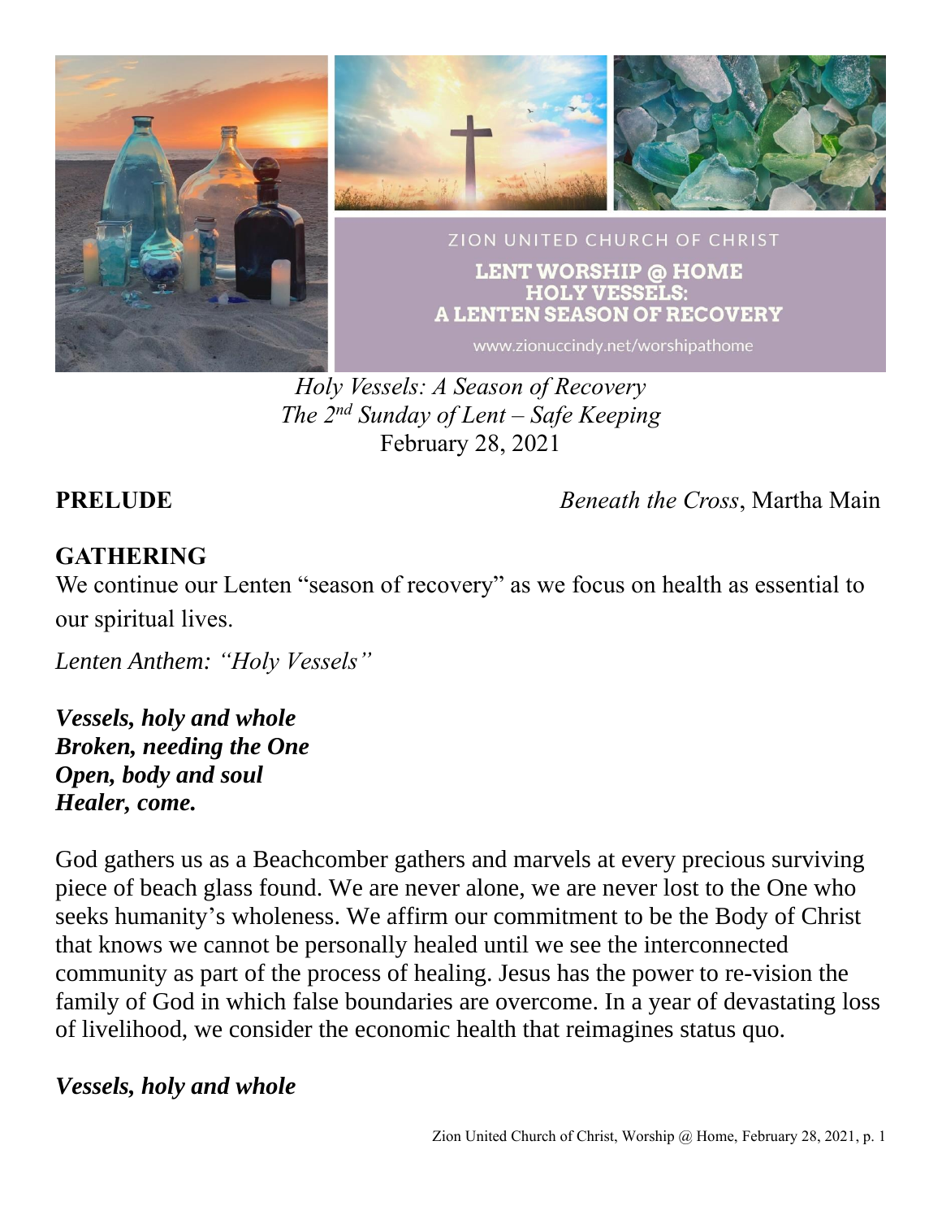ZION UNITED CHURCH OF CHRIST

LENT WORSHIP @ HOME
HOLY VESSELS:
A LENTEN SEASON OF RECOVERY

www.zionuccindy.net/worshipathome

*Holy Vessels: A Season of Recovery*
*The 2nd Sunday of Lent – Safe Keeping*
February 28, 2021

**PRELUDE** *Beneath the Cross*, Martha Main

## GATHERING

We continue our Lenten "season of recovery" as we focus on health as essential to our spiritual lives.

*Lenten Anthem: "Holy Vessels"*

***Vessels, holy and whole***
***Broken, needing the One***
***Open, body and soul***
***Healer, come.***

God gathers us as a Beachcomber gathers and marvels at every precious surviving piece of beach glass found. We are never alone, we are never lost to the One who seeks humanity's wholeness. We affirm our commitment to be the Body of Christ that knows we cannot be personally healed until we see the interconnected community as part of the process of healing. Jesus has the power to re-vision the family of God in which false boundaries are overcome. In a year of devastating loss of livelihood, we consider the economic health that reimagines status quo.

***Vessels, holy and whole***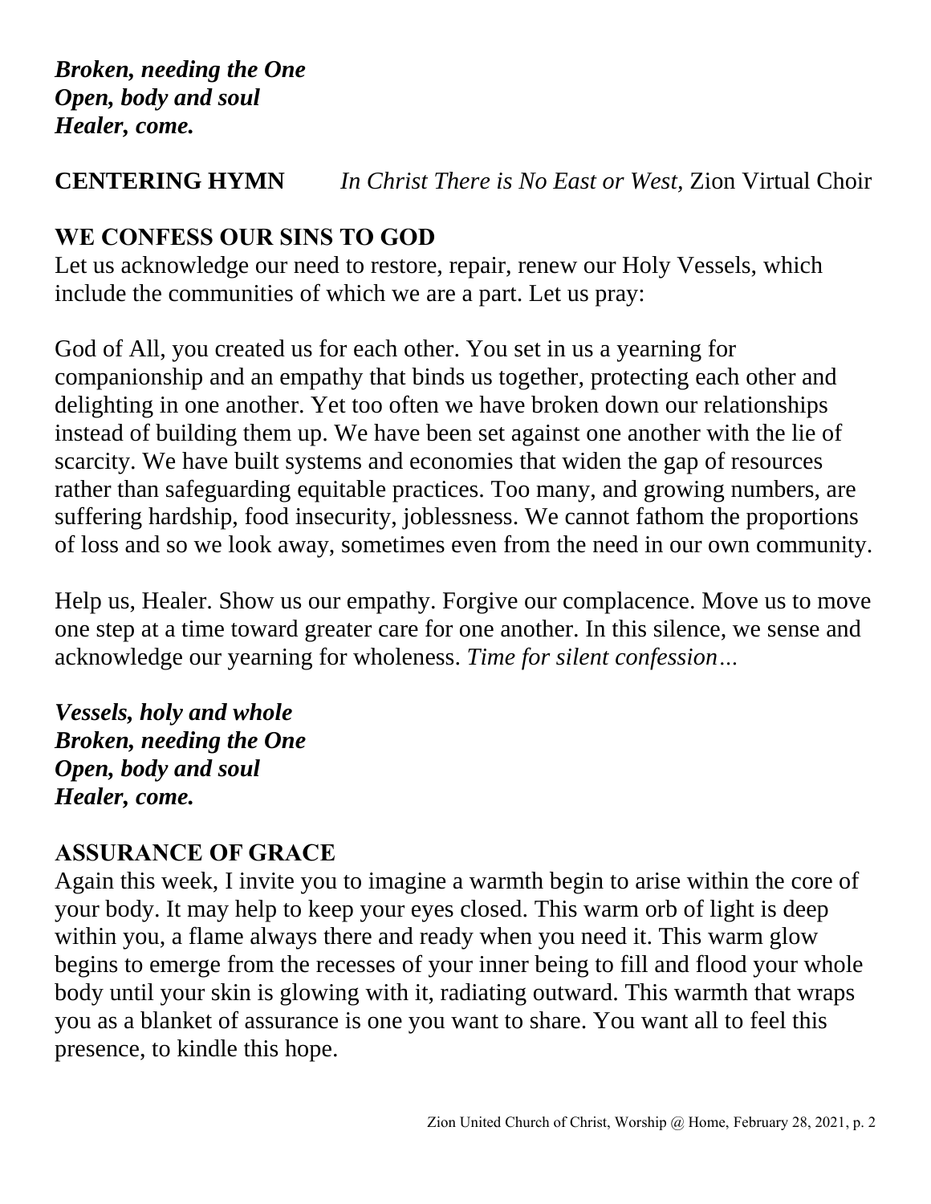***Broken, needing the One***
***Open, body and soul***
***Healer, come.***

**CENTERING HYMN** *In Christ There is No East or West,* Zion Virtual Choir

## WE CONFESS OUR SINS TO GOD

Let us acknowledge our need to restore, repair, renew our Holy Vessels, which include the communities of which we are a part. Let us pray:

God of All, you created us for each other. You set in us a yearning for companionship and an empathy that binds us together, protecting each other and delighting in one another. Yet too often we have broken down our relationships instead of building them up. We have been set against one another with the lie of scarcity. We have built systems and economies that widen the gap of resources rather than safeguarding equitable practices. Too many, and growing numbers, are suffering hardship, food insecurity, joblessness. We cannot fathom the proportions of loss and so we look away, sometimes even from the need in our own community.

Help us, Healer. Show us our empathy. Forgive our complacence. Move us to move one step at a time toward greater care for one another. In this silence, we sense and acknowledge our yearning for wholeness. *Time for silent confession…*

***Vessels, holy and whole***
***Broken, needing the One***
***Open, body and soul***
***Healer, come.***

## ASSURANCE OF GRACE

Again this week, I invite you to imagine a warmth begin to arise within the core of your body. It may help to keep your eyes closed. This warm orb of light is deep within you, a flame always there and ready when you need it. This warm glow begins to emerge from the recesses of your inner being to fill and flood your whole body until your skin is glowing with it, radiating outward. This warmth that wraps you as a blanket of assurance is one you want to share. You want all to feel this presence, to kindle this hope.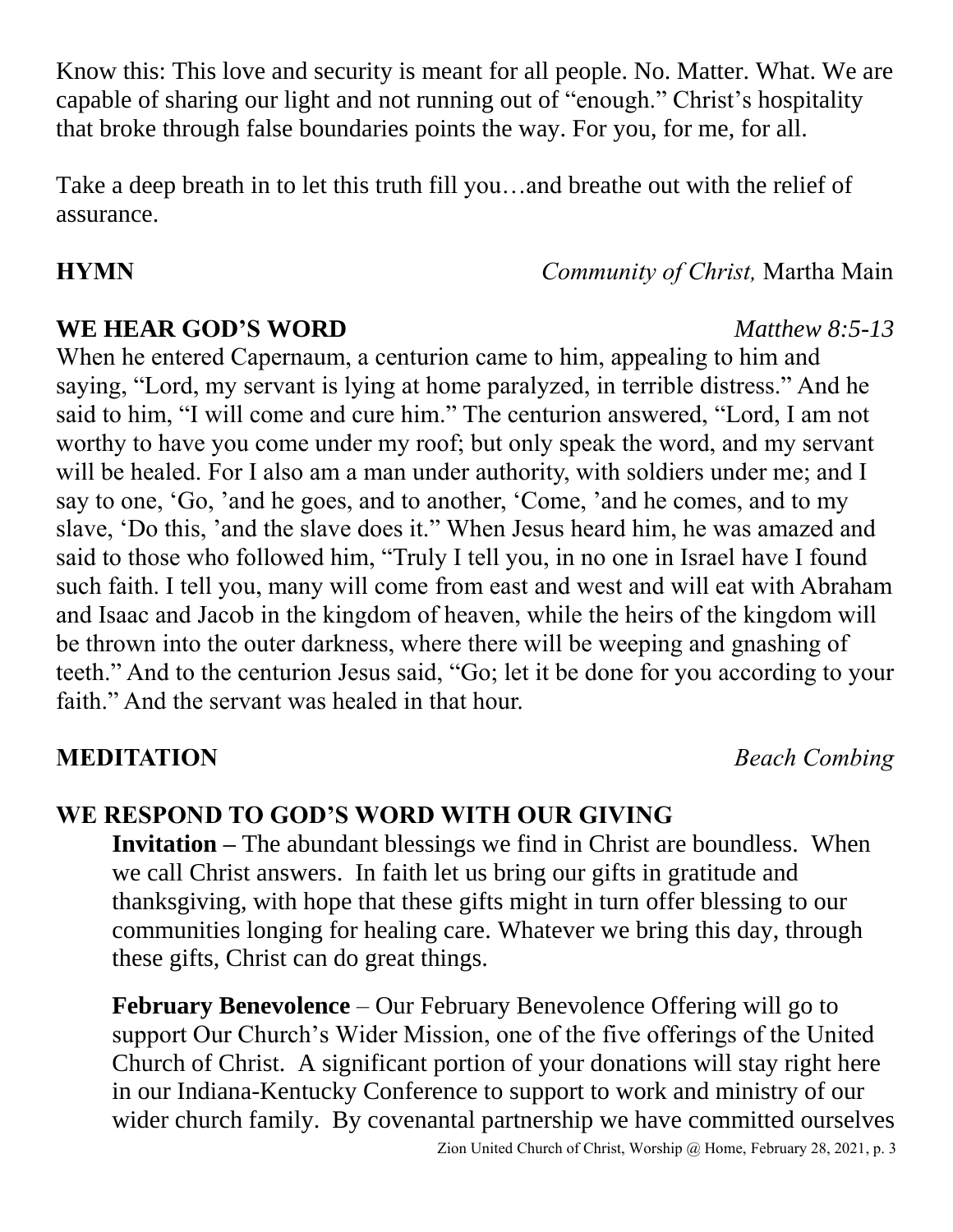Know this: This love and security is meant for all people. No. Matter. What. We are capable of sharing our light and not running out of "enough." Christ's hospitality that broke through false boundaries points the way. For you, for me, for all.

Take a deep breath in to let this truth fill you…and breathe out with the relief of assurance.

**HYMN** *Community of Christ,* Martha Main

**WE HEAR GOD'S WORD** *Matthew 8:5-13*

When he entered Capernaum, a centurion came to him, appealing to him and saying, "Lord, my servant is lying at home paralyzed, in terrible distress." And he said to him, "I will come and cure him." The centurion answered, "Lord, I am not worthy to have you come under my roof; but only speak the word, and my servant will be healed. For I also am a man under authority, with soldiers under me; and I say to one, 'Go, 'and he goes, and to another, 'Come, 'and he comes, and to my slave, 'Do this, 'and the slave does it." When Jesus heard him, he was amazed and said to those who followed him, "Truly I tell you, in no one in Israel have I found such faith. I tell you, many will come from east and west and will eat with Abraham and Isaac and Jacob in the kingdom of heaven, while the heirs of the kingdom will be thrown into the outer darkness, where there will be weeping and gnashing of teeth." And to the centurion Jesus said, "Go; let it be done for you according to your faith." And the servant was healed in that hour.

**MEDITATION** *Beach Combing*

**WE RESPOND TO GOD'S WORD WITH OUR GIVING**

**Invitation –** The abundant blessings we find in Christ are boundless. When we call Christ answers. In faith let us bring our gifts in gratitude and thanksgiving, with hope that these gifts might in turn offer blessing to our communities longing for healing care. Whatever we bring this day, through these gifts, Christ can do great things.

**February Benevolence** – Our February Benevolence Offering will go to support Our Church's Wider Mission, one of the five offerings of the United Church of Christ. A significant portion of your donations will stay right here in our Indiana-Kentucky Conference to support to work and ministry of our wider church family. By covenantal partnership we have committed ourselves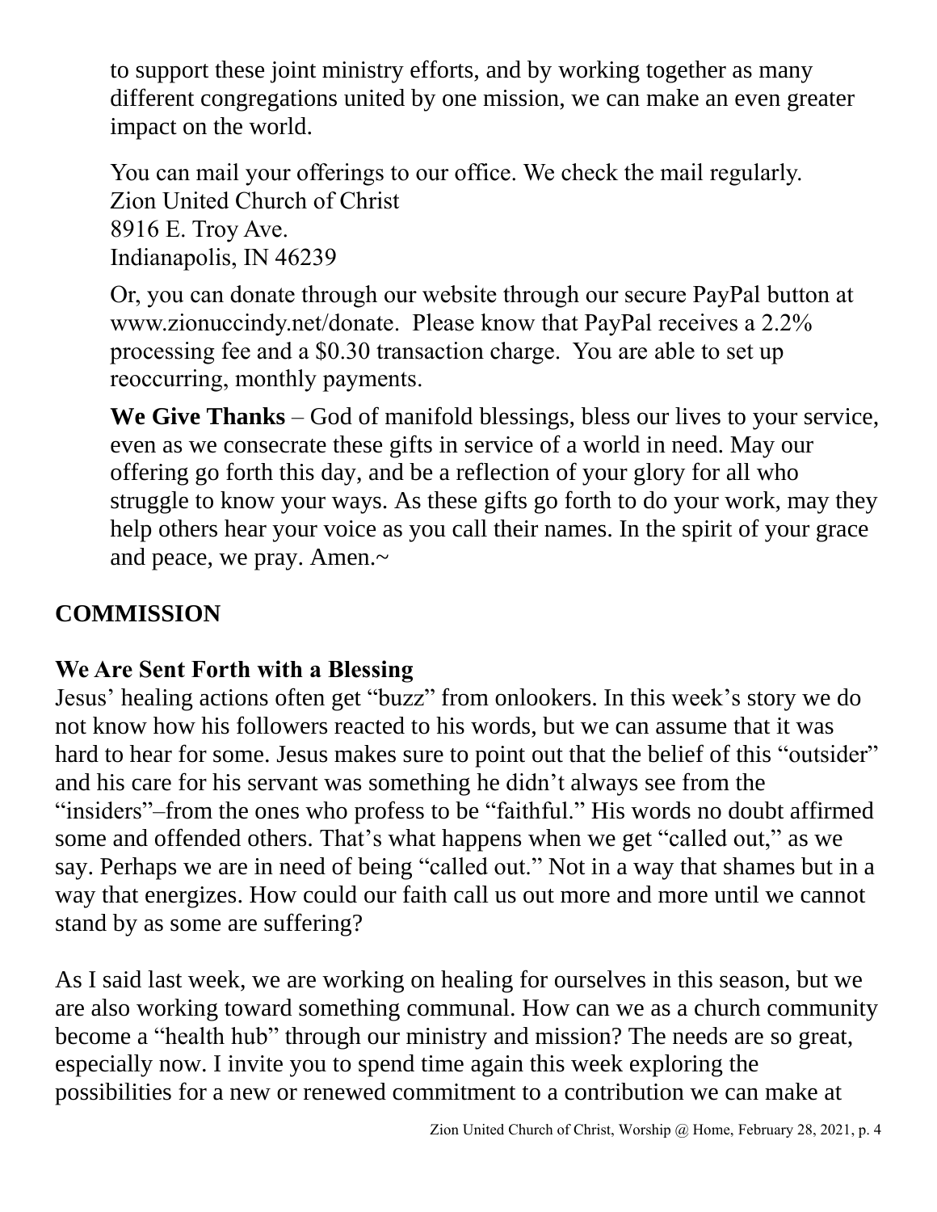to support these joint ministry efforts, and by working together as many different congregations united by one mission, we can make an even greater impact on the world.

You can mail your offerings to our office. We check the mail regularly.
Zion United Church of Christ
8916 E. Troy Ave.
Indianapolis, IN 46239

Or, you can donate through our website through our secure PayPal button at www.zionuccindy.net/donate. Please know that PayPal receives a 2.2% processing fee and a $0.30 transaction charge. You are able to set up reoccurring, monthly payments.

**We Give Thanks** – God of manifold blessings, bless our lives to your service, even as we consecrate these gifts in service of a world in need. May our offering go forth this day, and be a reflection of your glory for all who struggle to know your ways. As these gifts go forth to do your work, may they help others hear your voice as you call their names. In the spirit of your grace and peace, we pray. Amen.~

## COMMISSION

### We Are Sent Forth with a Blessing

Jesus' healing actions often get "buzz" from onlookers. In this week's story we do not know how his followers reacted to his words, but we can assume that it was hard to hear for some. Jesus makes sure to point out that the belief of this "outsider" and his care for his servant was something he didn't always see from the "insiders"–from the ones who profess to be "faithful." His words no doubt affirmed some and offended others. That's what happens when we get "called out," as we say. Perhaps we are in need of being "called out." Not in a way that shames but in a way that energizes. How could our faith call us out more and more until we cannot stand by as some are suffering?

As I said last week, we are working on healing for ourselves in this season, but we are also working toward something communal. How can we as a church community become a "health hub" through our ministry and mission? The needs are so great, especially now. I invite you to spend time again this week exploring the possibilities for a new or renewed commitment to a contribution we can make at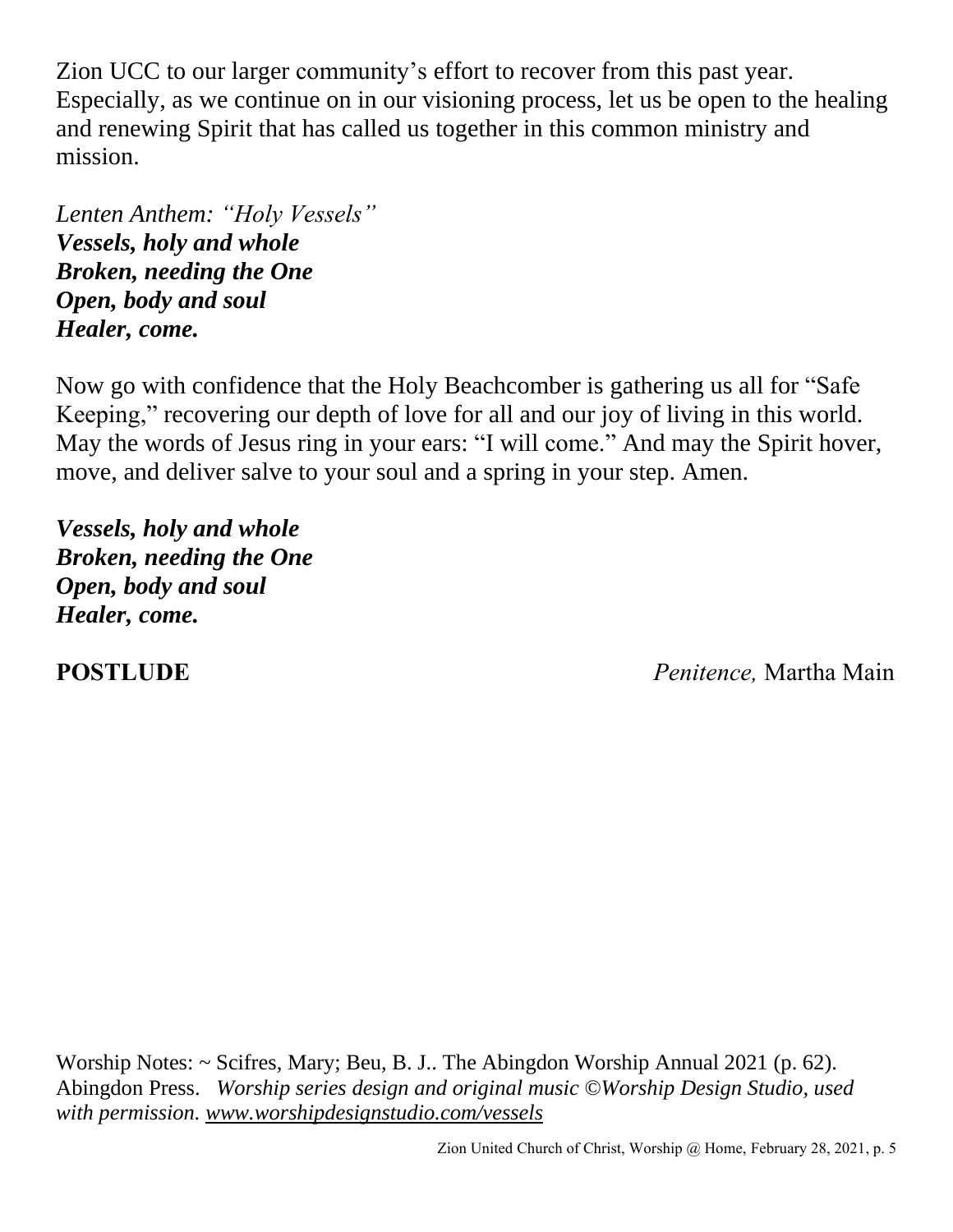Zion UCC to our larger community's effort to recover from this past year. Especially, as we continue on in our visioning process, let us be open to the healing and renewing Spirit that has called us together in this common ministry and mission.

*Lenten Anthem: "Holy Vessels"*
***Vessels, holy and whole***
***Broken, needing the One***
***Open, body and soul***
***Healer, come.***

Now go with confidence that the Holy Beachcomber is gathering us all for "Safe Keeping," recovering our depth of love for all and our joy of living in this world. May the words of Jesus ring in your ears: "I will come." And may the Spirit hover, move, and deliver salve to your soul and a spring in your step. Amen.

***Vessels, holy and whole***
***Broken, needing the One***
***Open, body and soul***
***Healer, come.***

**POSTLUDE** *Penitence,* Martha Main

Worship Notes: ~ Scifres, Mary; Beu, B. J.. The Abingdon Worship Annual 2021 (p. 62). Abingdon Press. *Worship series design and original music ©Worship Design Studio, used with permission. www.worshipdesignstudio.com/vessels*